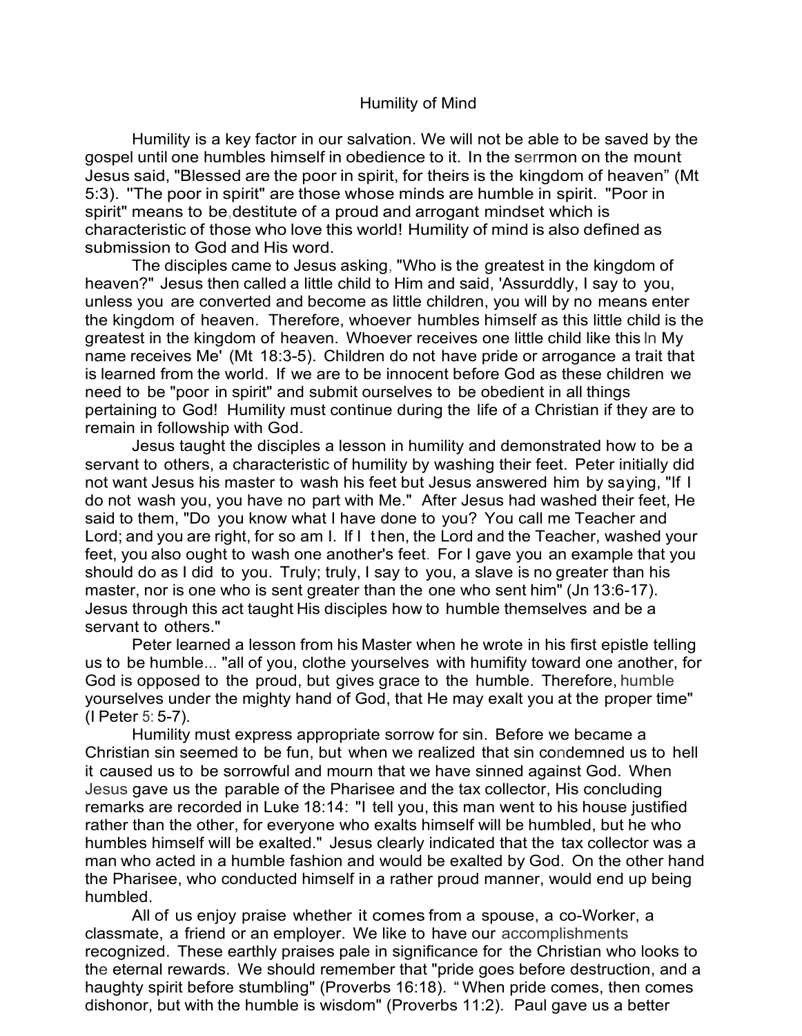# Humility of Mind

Humility is a key factor in our salvation. We will not be able to be saved by the gospel until one humbles himself in obedience to it. In the serrmon on the mount Jesus said, "Blessed are the poor in spirit, for theirs is the kingdom of heaven" (Mt 5:3). "The poor in spirit" are those whose minds are humble in spirit. "Poor in spirit" means to be,destitute of a proud and arrogant mindset which is characteristic of those who love this world! Humility of mind is also defined as submission to God and His word.

The disciples came to Jesus asking, "Who is the greatest in the kingdom of heaven?" Jesus then called a little child to Him and said, 'Assurddly, I say to you, unless you are converted and become as little children, you will by no means enter the kingdom of heaven. Therefore, whoever humbles himself as this little child is the greatest in the kingdom of heaven. Whoever receives one little child like this In My name receives Me' (Mt 18:3-5). Children do not have pride or arrogance a trait that is learned from the world. If we are to be innocent before God as these children we need to be "poor in spirit" and submit ourselves to be obedient in all things pertaining to God! Humility must continue during the life of a Christian if they are to remain in followship with God.

Jesus taught the disciples a lesson in humility and demonstrated how to be a servant to others, a characteristic of humility by washing their feet. Peter initially did not want Jesus his master to wash his feet but Jesus answered him by saying, "If I do not wash you, you have no part with Me." After Jesus had washed their feet, He said to them, "Do you know what I have done to you? You call me Teacher and Lord; and you are right, for so am I. If I then, the Lord and the Teacher, washed your feet, you also ought to wash one another's feet. For I gave you an example that you should do as I did to you. Truly; truly, I say to you, a slave is no greater than his master, nor is one who is sent greater than the one who sent him" (Jn 13:6-17). Jesus through this act taught His disciples how to humble themselves and be a servant to others."

Peter learned a lesson from his Master when he wrote in his first epistle telling us to be humble... "all of you, clothe yourselves with humifity toward one another, for God is opposed to the proud, but gives grace to the humble. Therefore, humble yourselves under the mighty hand of God, that He may exalt you at the proper time" (I Peter 5: 5-7).

Humility must express appropriate sorrow for sin. Before we became a Christian sin seemed to be fun, but when we realized that sin condemned us to hell it caused us to be sorrowful and mourn that we have sinned against God. When Jesus gave us the parable of the Pharisee and the tax collector, His concluding remarks are recorded in Luke 18:14: "I tell you, this man went to his house justified rather than the other, for everyone who exalts himself will be humbled, but he who humbles himself will be exalted." Jesus clearly indicated that the tax collector was a man who acted in a humble fashion and would be exalted by God. On the other hand the Pharisee, who conducted himself in a rather proud manner, would end up being humbled.

All of us enjoy praise whether it comes from a spouse, a co-Worker, a classmate, a friend or an employer. We like to have our accomplishments recognized. These earthly praises pale in significance for the Christian who looks to the eternal rewards. We should remember that "pride goes before destruction, and a haughty spirit before stumbling" (Proverbs 16:18). " When pride comes, then comes dishonor, but with the humble is wisdom" (Proverbs 11:2). Paul gave us a better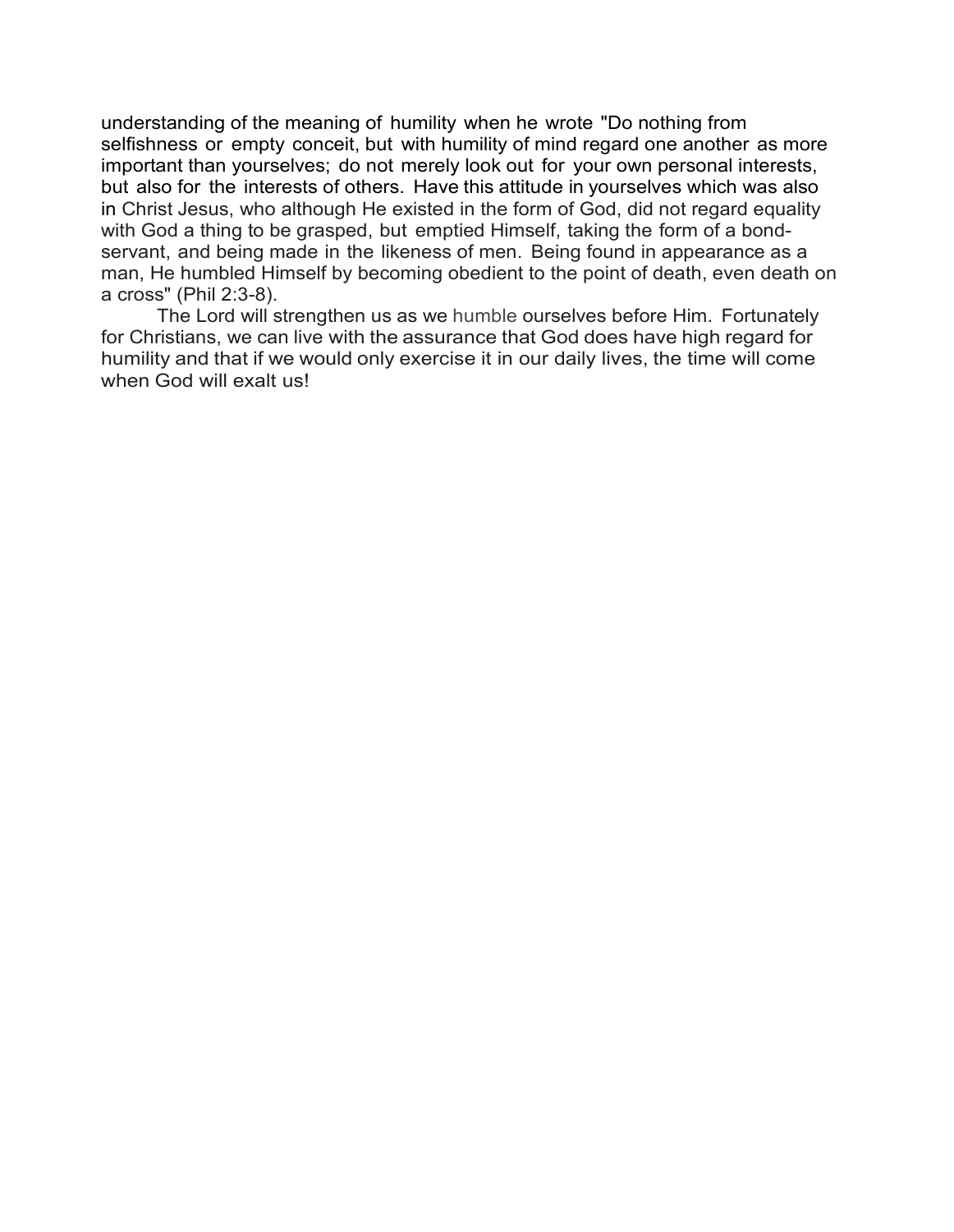understanding of the meaning of humility when he wrote "Do nothing from selfishness or empty conceit, but with humility of mind regard one another as more important than yourselves; do not merely look out for your own personal interests, but also for the interests of others. Have this attitude in yourselves which was also in Christ Jesus, who although He existed in the form of God, did not regard equality with God a thing to be grasped, but emptied Himself, taking the form of a bond-servant, and being made in the likeness of men. Being found in appearance as a man, He humbled Himself by becoming obedient to the point of death, even death on a cross" (Phil 2:3-8).

The Lord will strengthen us as we humble ourselves before Him. Fortunately for Christians, we can live with the assurance that God does have high regard for humility and that if we would only exercise it in our daily lives, the time will come when God will exalt us!